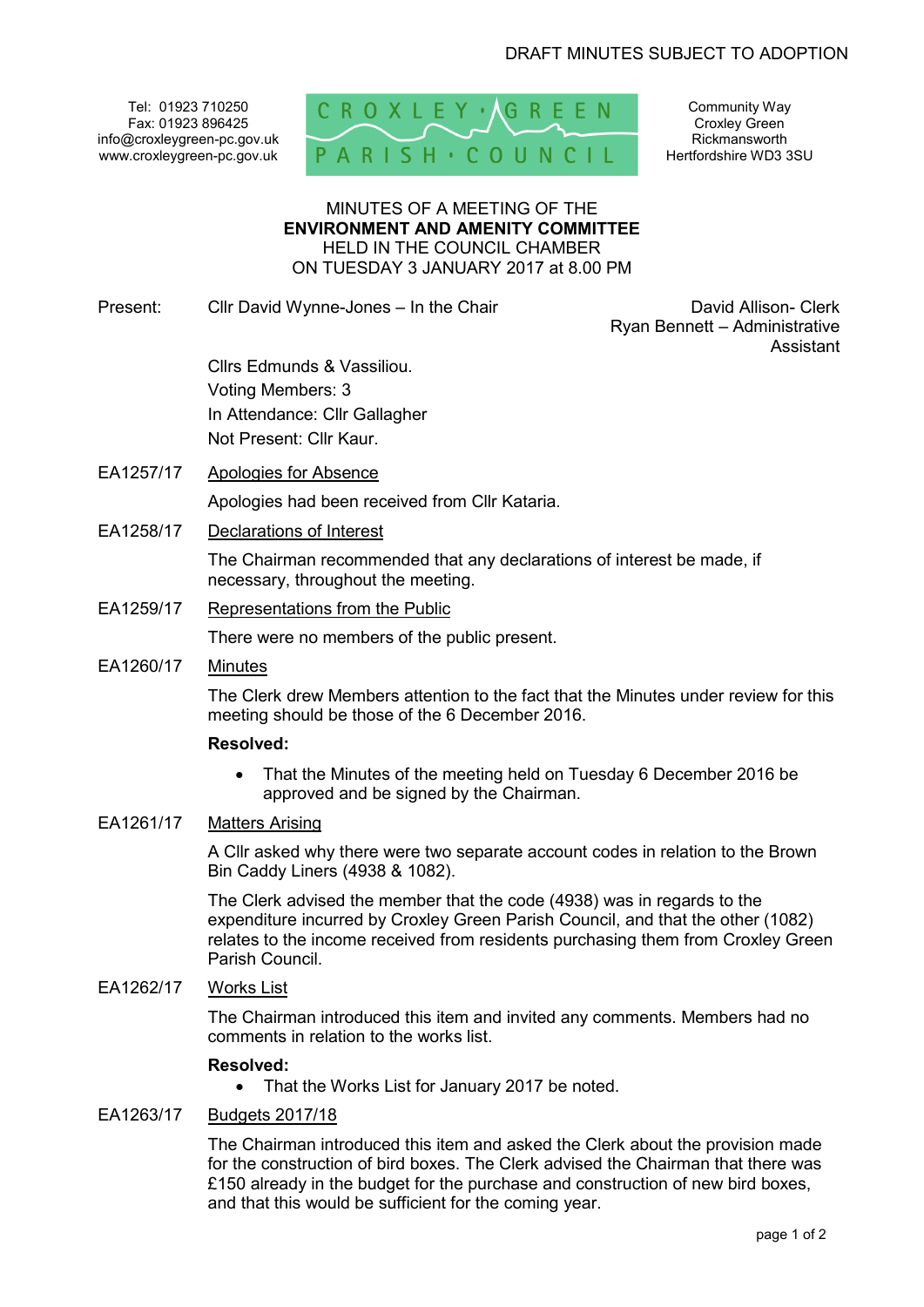DRAFT MINUTES SUBJECT TO ADOPTION

Tel: 01923 710250
Fax: 01923 896425
info@croxleygreen-pc.gov.uk
www.croxleygreen-pc.gov.uk

CROXLEY GREEN PARISH COUNCIL

Community Way
Croxley Green
Rickmansworth
Hertfordshire WD3 3SU

MINUTES OF A MEETING OF THE
**ENVIRONMENT AND AMENITY COMMITTEE**
HELD IN THE COUNCIL CHAMBER
ON TUESDAY 3 JANUARY 2017 at 8.00 PM

Present: Cllr David Wynne-Jones – In the Chair

David Allison- Clerk
Ryan Bennett – Administrative Assistant

Cllrs Edmunds & Vassiliou.
Voting Members: 3
In Attendance: Cllr Gallagher
Not Present: Cllr Kaur.

EA1257/17 Apologies for Absence

Apologies had been received from Cllr Kataria.

EA1258/17 Declarations of Interest

The Chairman recommended that any declarations of interest be made, if necessary, throughout the meeting.

EA1259/17 Representations from the Public

There were no members of the public present.

EA1260/17 Minutes

The Clerk drew Members attention to the fact that the Minutes under review for this meeting should be those of the 6 December 2016.

**Resolved:**

- That the Minutes of the meeting held on Tuesday 6 December 2016 be approved and be signed by the Chairman.

EA1261/17 Matters Arising

A Cllr asked why there were two separate account codes in relation to the Brown Bin Caddy Liners (4938 & 1082).

The Clerk advised the member that the code (4938) was in regards to the expenditure incurred by Croxley Green Parish Council, and that the other (1082) relates to the income received from residents purchasing them from Croxley Green Parish Council.

EA1262/17 Works List

The Chairman introduced this item and invited any comments. Members had no comments in relation to the works list.

**Resolved:**

- That the Works List for January 2017 be noted.

EA1263/17 Budgets 2017/18

The Chairman introduced this item and asked the Clerk about the provision made for the construction of bird boxes. The Clerk advised the Chairman that there was £150 already in the budget for the purchase and construction of new bird boxes, and that this would be sufficient for the coming year.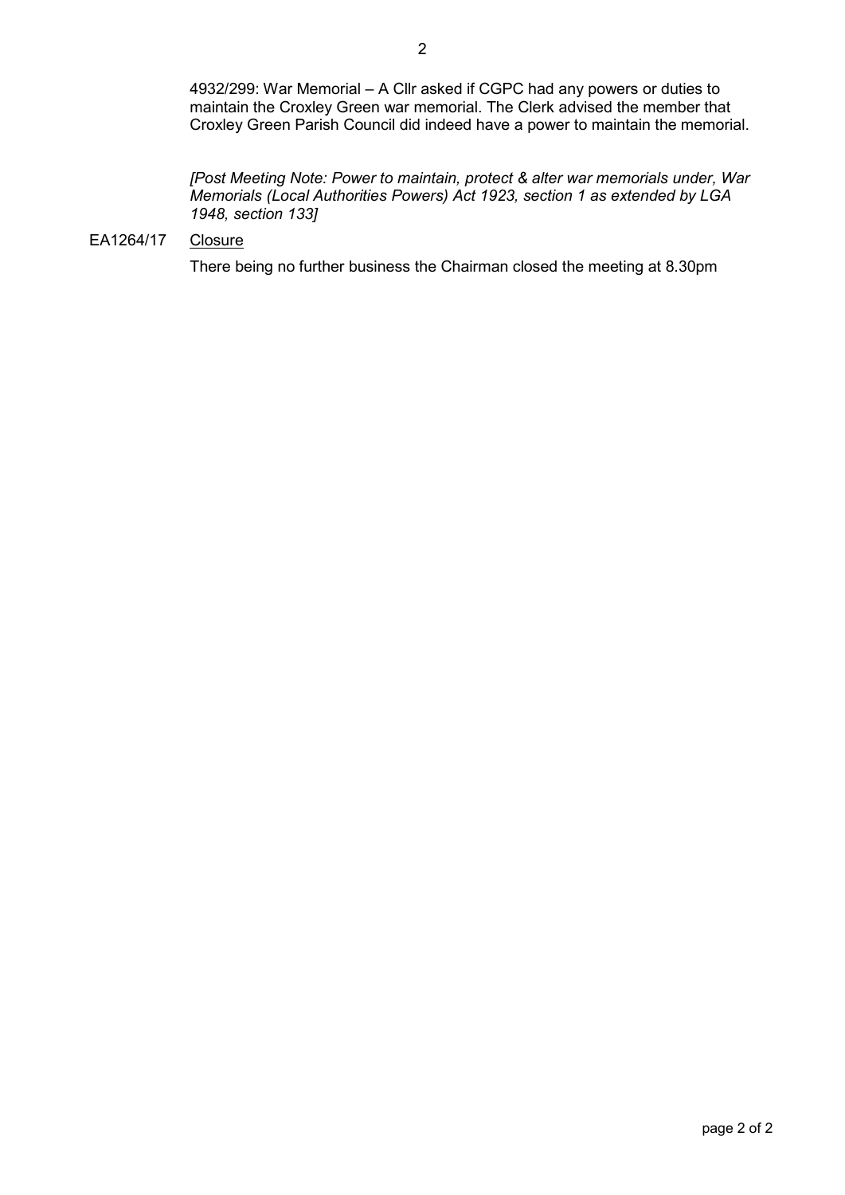4932/299: War Memorial – A Cllr asked if CGPC had any powers or duties to maintain the Croxley Green war memorial. The Clerk advised the member that Croxley Green Parish Council did indeed have a power to maintain the memorial.

*[Post Meeting Note: Power to maintain, protect & alter war memorials under, War Memorials (Local Authorities Powers) Act 1923, section 1 as extended by LGA 1948, section 133]*

EA1264/17 Closure

There being no further business the Chairman closed the meeting at 8.30pm